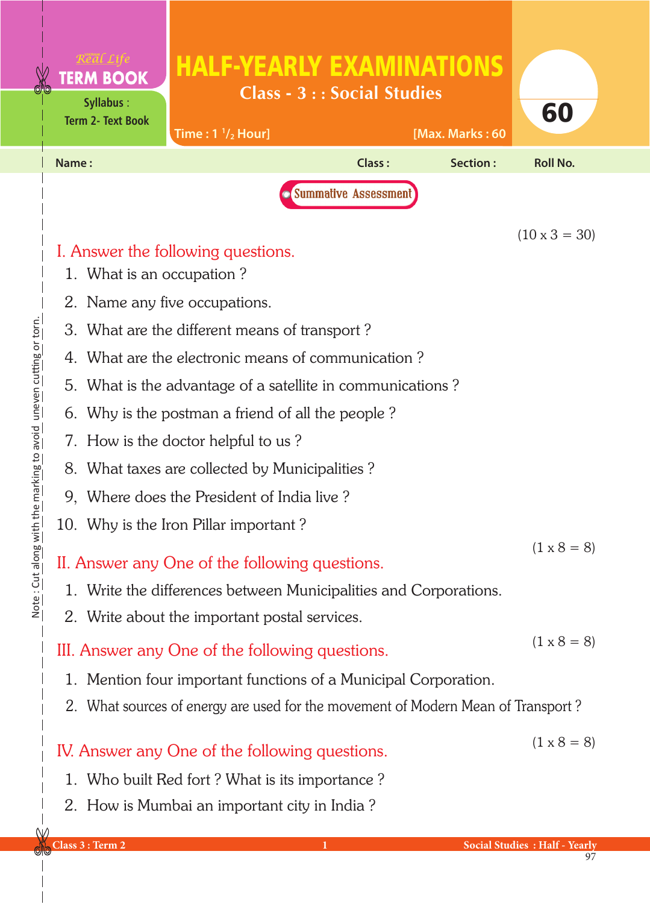Real Life **TERM BOOK**

Syllabus : Term 2- Text Book

# HALF-YEARLY EXAMINATIONS

## Class - 3 : : Social Studies

Time : 1 $^1/_2$ Hour] [Max. Marks : 60

**60**

Name : Class : Section : Roll No.

Summative Assessment

(10 x 3 = 30)

### I. Answer the following questions.

1. What is an occupation ?
2. Name any five occupations.
3. What are the different means of transport ?
4. What are the electronic means of communication ?
5. What is the advantage of a satellite in communications ?
6. Why is the postman a friend of all the people ?
7. How is the doctor helpful to us ?
8. What taxes are collected by Municipalities ?
9. Where does the President of India live ?
10. Why is the Iron Pillar important ?

(1 x 8 = 8)

### II. Answer any One of the following questions.

1. Write the differences between Municipalities and Corporations.
2. Write about the important postal services.

(1 x 8 = 8)

### III. Answer any One of the following questions.

1. Mention four important functions of a Municipal Corporation.
2. What sources of energy are used for the movement of Modern Mean of Transport ?

(1 x 8 = 8)

### IV. Answer any One of the following questions.

1. Who built Red fort ? What is its importance ?
2. How is Mumbai an important city in India ?

Note : Cut along with the marking to avoid uneven cutting or torn.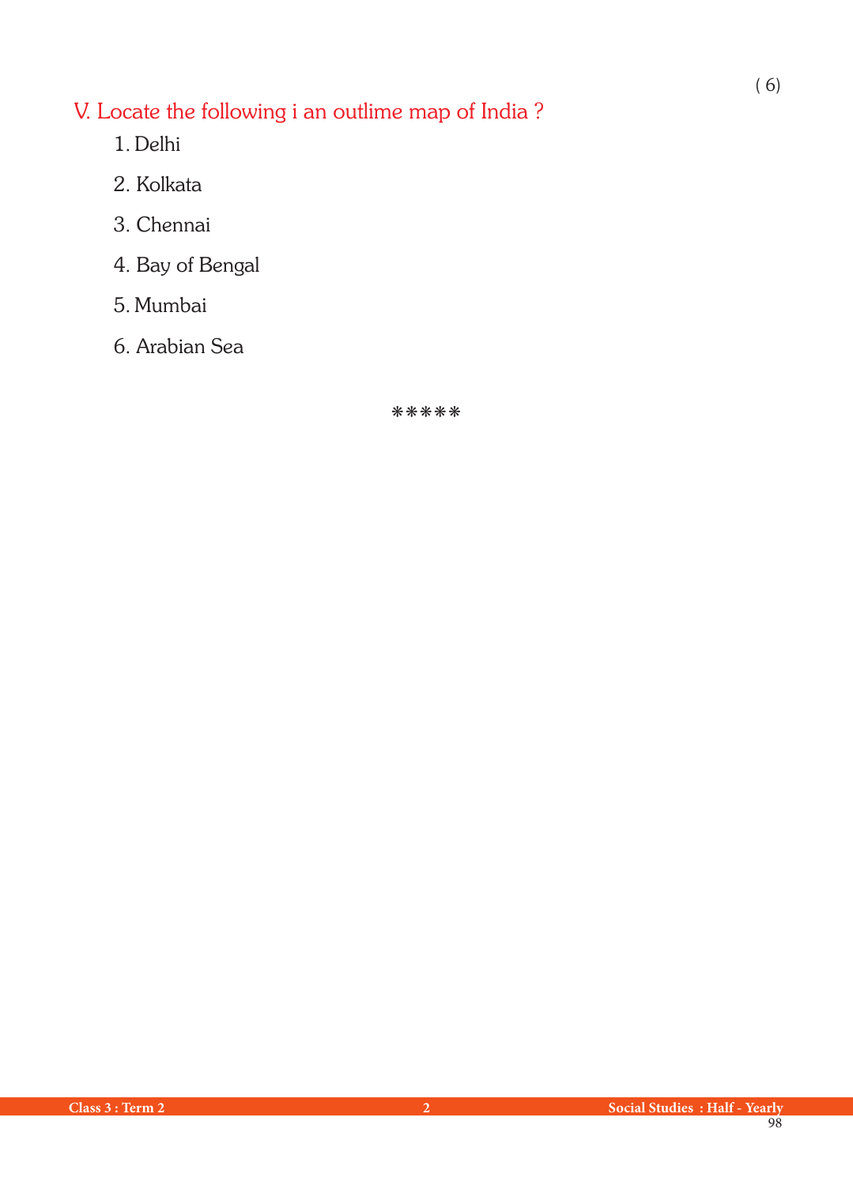( 6)

## V. Locate the following i an outlime map of India ?

1. Delhi
2. Kolkata
3. Chennai
4. Bay of Bengal
5. Mumbai
6. Arabian Sea

*****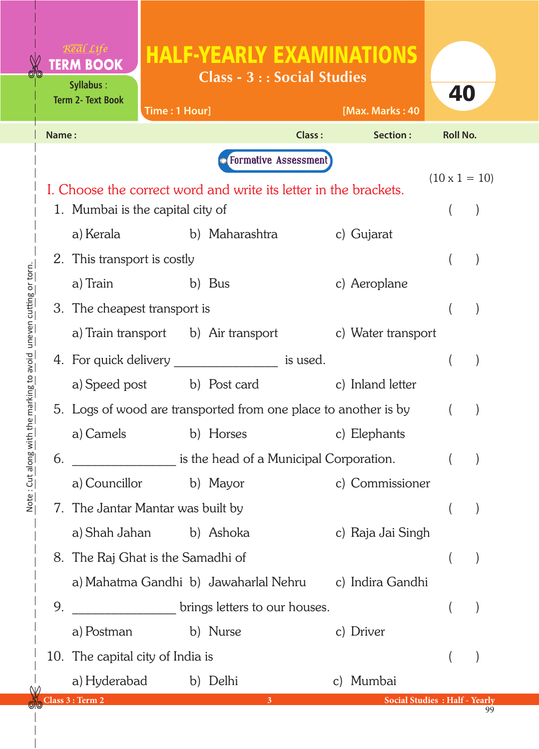Real Life **TERM BOOK**

Syllabus : Term 2- Text Book

# HALF-YEARLY EXAMINATIONS

## Class - 3 : : Social Studies

Time : 1 Hour] [Max. Marks : 40

40

Name : Class : Section : Roll No.

**Formative Assessment**

(10 x 1 = 10)

## I. Choose the correct word and write its letter in the brackets.

1. Mumbai is the capital city of ( )

   a) Kerala b) Maharashtra c) Gujarat

2. This transport is costly ( )

   a) Train b) Bus c) Aeroplane

3. The cheapest transport is ( )

   a) Train transport b) Air transport c) Water transport

4. For quick delivery _______________ is used. ( )

   a) Speed post b) Post card c) Inland letter

5. Logs of wood are transported from one place to another is by ( )

   a) Camels b) Horses c) Elephants

6. _______________ is the head of a Municipal Corporation. ( )

   a) Councillor b) Mayor c) Commissioner

7. The Jantar Mantar was built by ( )

   a) Shah Jahan b) Ashoka c) Raja Jai Singh

8. The Raj Ghat is the Samadhi of ( )

   a) Mahatma Gandhi b) Jawaharlal Nehru c) Indira Gandhi

9. _______________ brings letters to our houses. ( )

   a) Postman b) Nurse c) Driver

10. The capital city of India is ( )

    a) Hyderabad b) Delhi c) Mumbai

Note : Cut along with the marking to avoid uneven cutting or torn.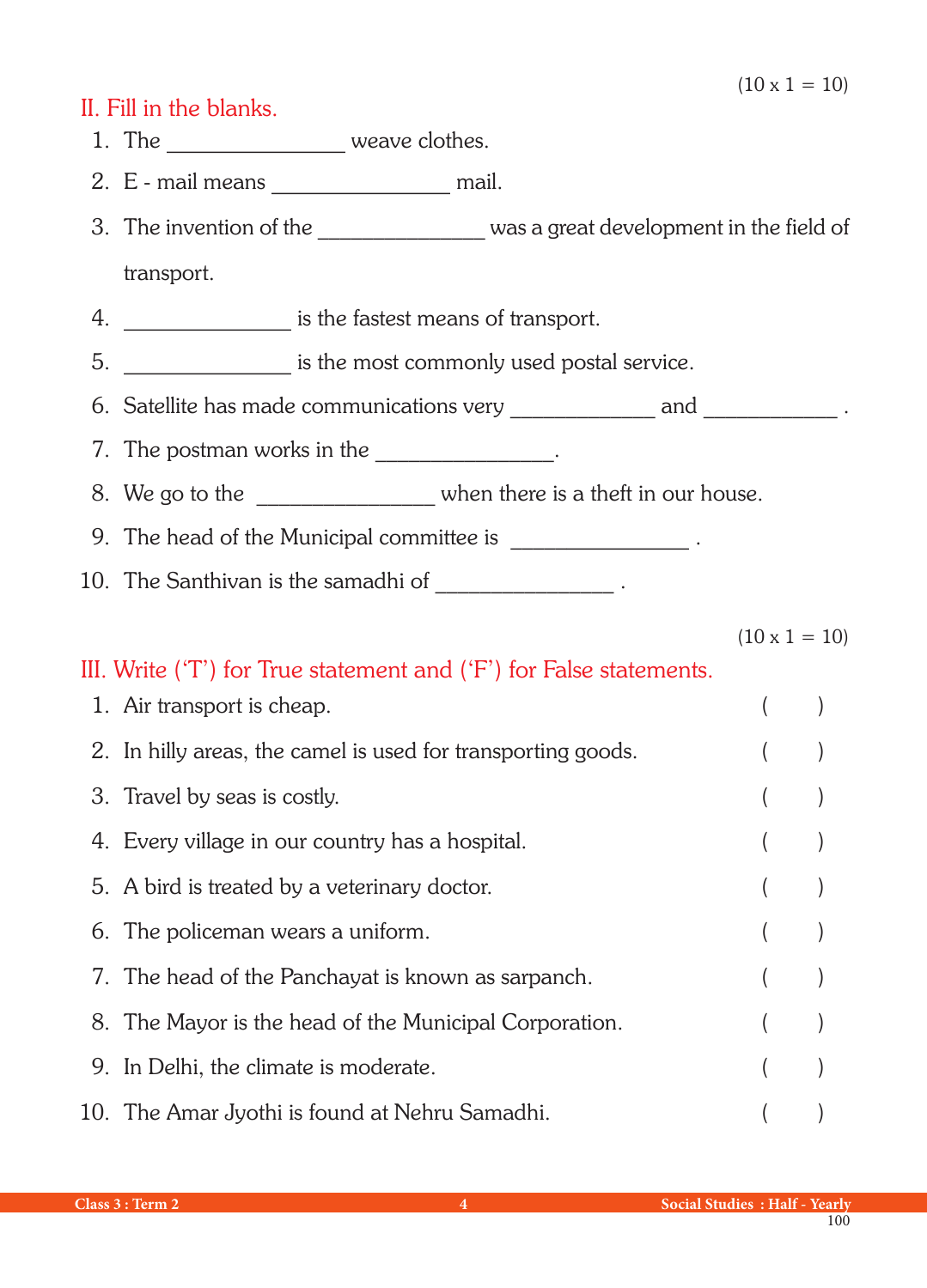(10 x 1 = 10)

## II. Fill in the blanks.

1. The _______________ weave clothes.
2. E - mail means _______________ mail.
3. The invention of the ______________ was a great development in the field of transport.
4. ______________ is the fastest means of transport.
5. ______________ is the most commonly used postal service.
6. Satellite has made communications very ____________ and ____________ .
7. The postman works in the _______________.
8. We go to the _______________ when there is a theft in our house.
9. The head of the Municipal committee is _______________ .
10. The Santhivan is the samadhi of _______________ .

(10 x 1 = 10)

## III. Write ('T') for True statement and ('F') for False statements.

1. Air transport is cheap. (    )
2. In hilly areas, the camel is used for transporting goods. (    )
3. Travel by seas is costly. (    )
4. Every village in our country has a hospital. (    )
5. A bird is treated by a veterinary doctor. (    )
6. The policeman wears a uniform. (    )
7. The head of the Panchayat is known as sarpanch. (    )
8. The Mayor is the head of the Municipal Corporation. (    )
9. In Delhi, the climate is moderate. (    )
10. The Amar Jyothi is found at Nehru Samadhi. (    )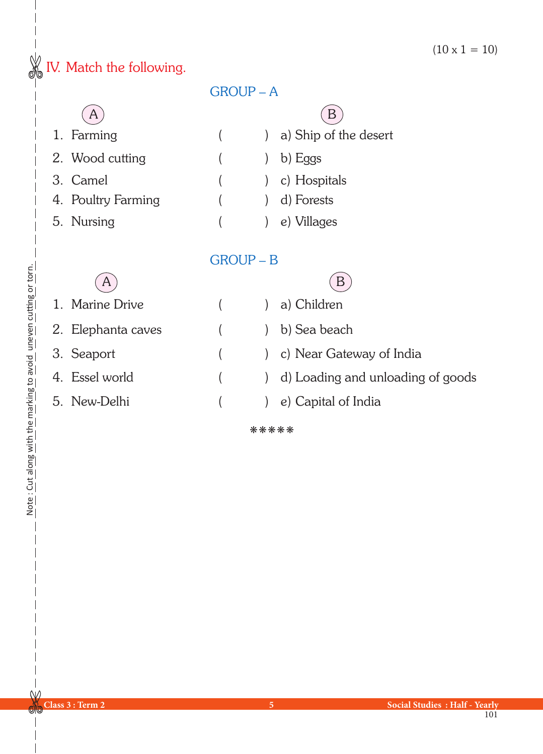(10 x 1 = 10)

## IV. Match the following.

### GROUP – A

| A | | B |
|---|---|---|
| 1. Farming | ( ) | a) Ship of the desert |
| 2. Wood cutting | ( ) | b) Eggs |
| 3. Camel | ( ) | c) Hospitals |
| 4. Poultry Farming | ( ) | d) Forests |
| 5. Nursing | ( ) | e) Villages |

### GROUP – B

| A | | B |
|---|---|---|
| 1. Marine Drive | ( ) | a) Children |
| 2. Elephanta caves | ( ) | b) Sea beach |
| 3. Seaport | ( ) | c) Near Gateway of India |
| 4. Essel world | ( ) | d) Loading and unloading of goods |
| 5. New-Delhi | ( ) | e) Capital of India |

*****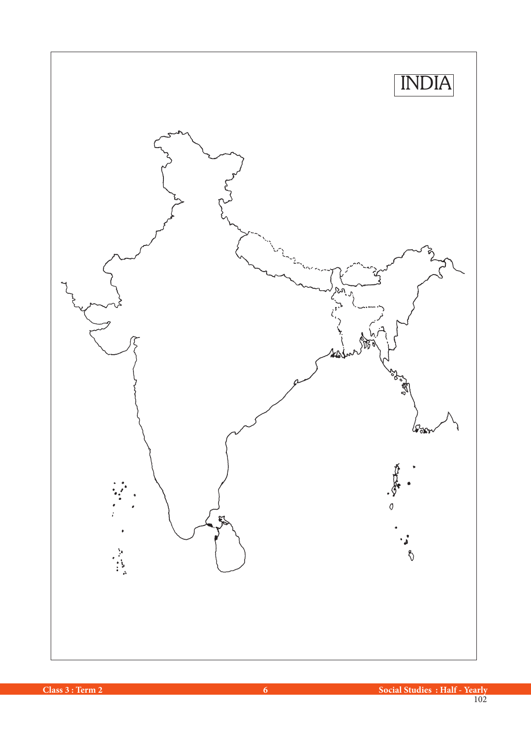INDIA